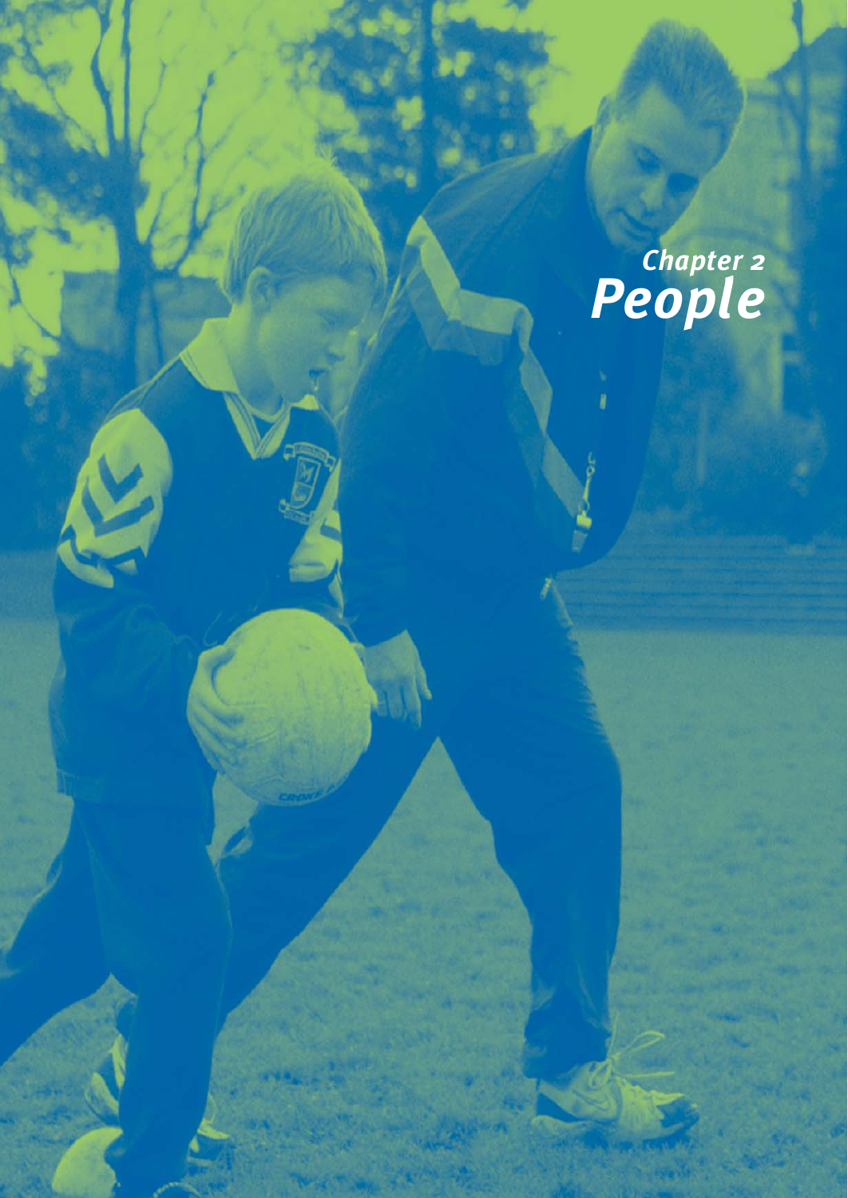*Chapter 2*
# *People*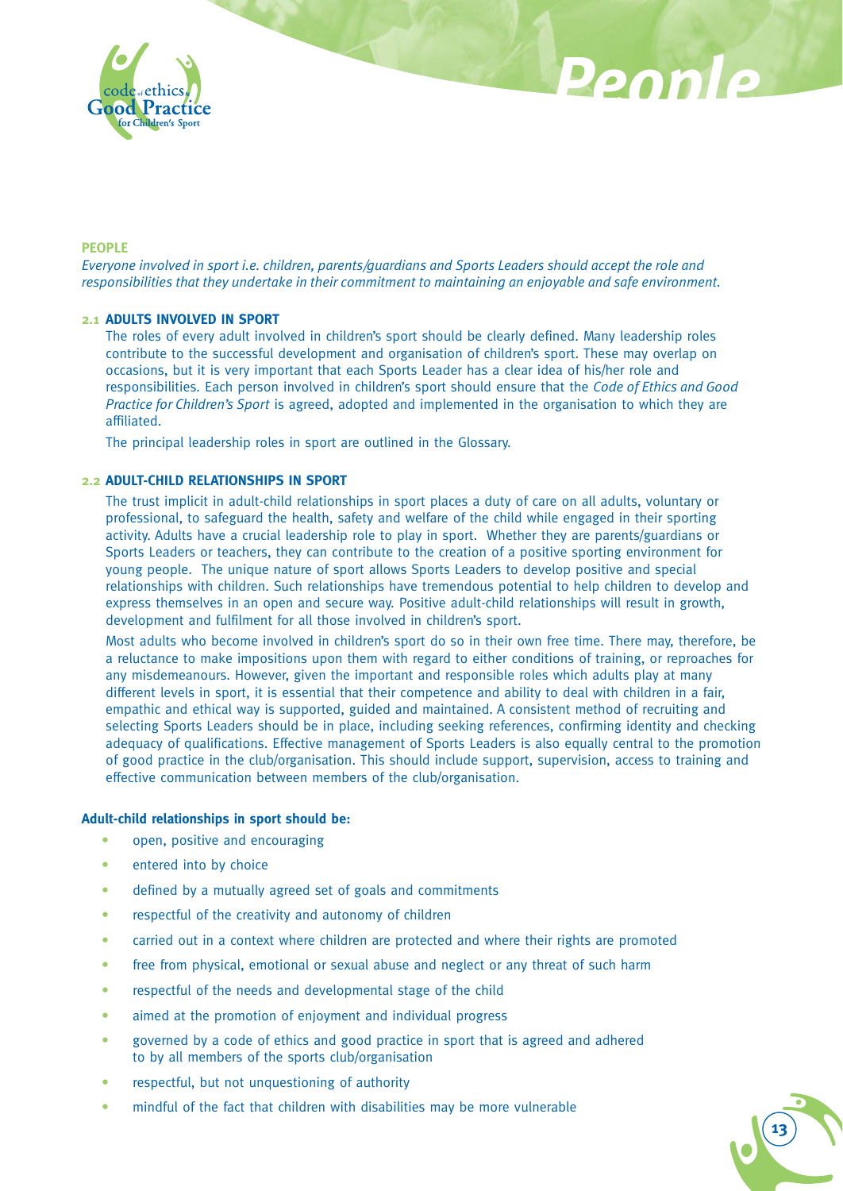## PEOPLE

*Everyone involved in sport i.e. children, parents/guardians and Sports Leaders should accept the role and responsibilities that they undertake in their commitment to maintaining an enjoyable and safe environment.*

### 2.1 ADULTS INVOLVED IN SPORT

The roles of every adult involved in children's sport should be clearly defined. Many leadership roles contribute to the successful development and organisation of children's sport. These may overlap on occasions, but it is very important that each Sports Leader has a clear idea of his/her role and responsibilities. Each person involved in children's sport should ensure that the *Code of Ethics and Good Practice for Children's Sport* is agreed, adopted and implemented in the organisation to which they are affiliated.

The principal leadership roles in sport are outlined in the Glossary.

### 2.2 ADULT-CHILD RELATIONSHIPS IN SPORT

The trust implicit in adult-child relationships in sport places a duty of care on all adults, voluntary or professional, to safeguard the health, safety and welfare of the child while engaged in their sporting activity. Adults have a crucial leadership role to play in sport. Whether they are parents/guardians or Sports Leaders or teachers, they can contribute to the creation of a positive sporting environment for young people. The unique nature of sport allows Sports Leaders to develop positive and special relationships with children. Such relationships have tremendous potential to help children to develop and express themselves in an open and secure way. Positive adult-child relationships will result in growth, development and fulfilment for all those involved in children's sport.

Most adults who become involved in children's sport do so in their own free time. There may, therefore, be a reluctance to make impositions upon them with regard to either conditions of training, or reproaches for any misdemeanours. However, given the important and responsible roles which adults play at many different levels in sport, it is essential that their competence and ability to deal with children in a fair, empathic and ethical way is supported, guided and maintained. A consistent method of recruiting and selecting Sports Leaders should be in place, including seeking references, confirming identity and checking adequacy of qualifications. Effective management of Sports Leaders is also equally central to the promotion of good practice in the club/organisation. This should include support, supervision, access to training and effective communication between members of the club/organisation.

**Adult-child relationships in sport should be:**

- open, positive and encouraging
- entered into by choice
- defined by a mutually agreed set of goals and commitments
- respectful of the creativity and autonomy of children
- carried out in a context where children are protected and where their rights are promoted
- free from physical, emotional or sexual abuse and neglect or any threat of such harm
- respectful of the needs and developmental stage of the child
- aimed at the promotion of enjoyment and individual progress
- governed by a code of ethics and good practice in sport that is agreed and adhered to by all members of the sports club/organisation
- respectful, but not unquestioning of authority
- mindful of the fact that children with disabilities may be more vulnerable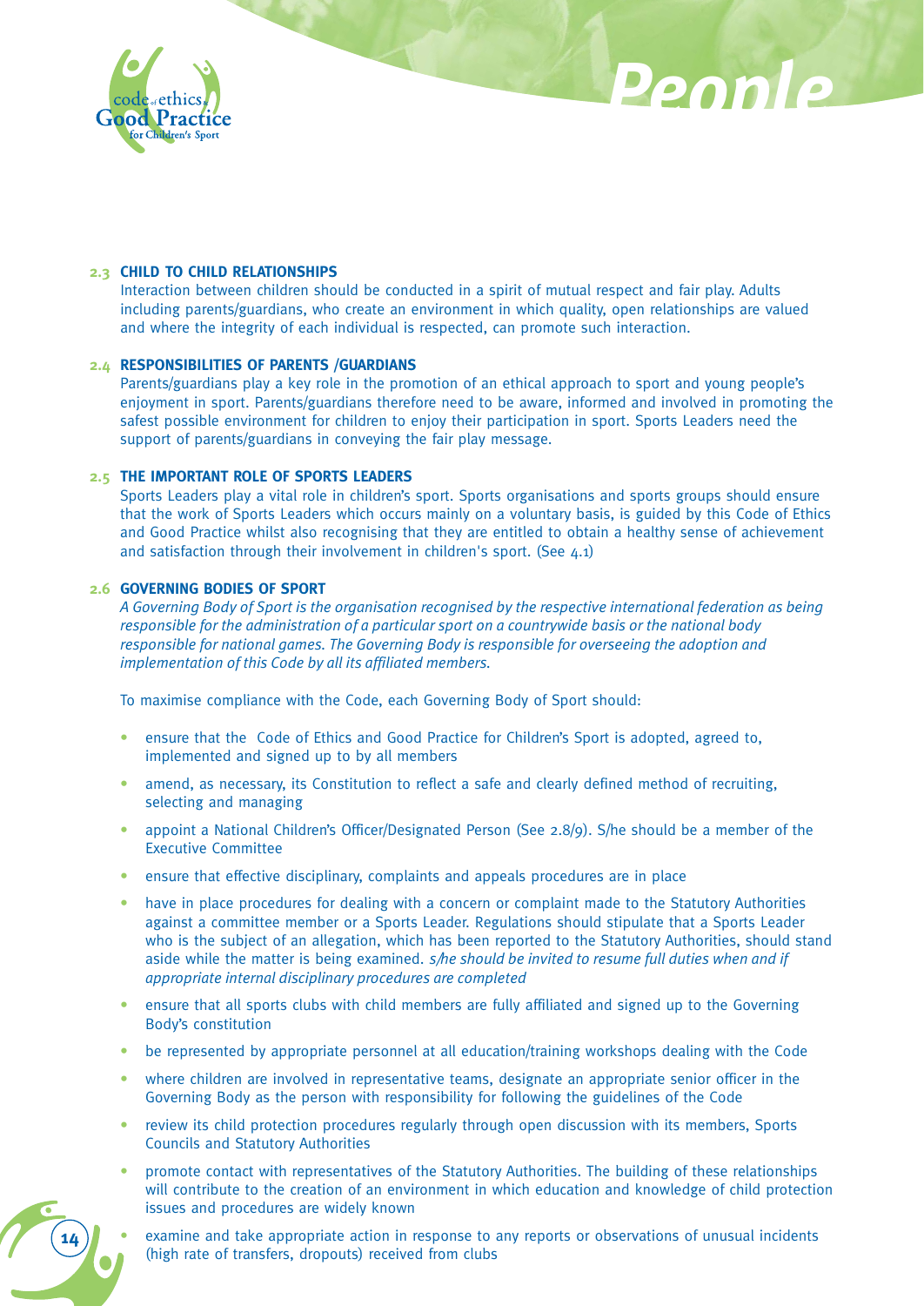### 2.3 CHILD TO CHILD RELATIONSHIPS

Interaction between children should be conducted in a spirit of mutual respect and fair play. Adults including parents/guardians, who create an environment in which quality, open relationships are valued and where the integrity of each individual is respected, can promote such interaction.

### 2.4 RESPONSIBILITIES OF PARENTS /GUARDIANS

Parents/guardians play a key role in the promotion of an ethical approach to sport and young people's enjoyment in sport. Parents/guardians therefore need to be aware, informed and involved in promoting the safest possible environment for children to enjoy their participation in sport. Sports Leaders need the support of parents/guardians in conveying the fair play message.

### 2.5 THE IMPORTANT ROLE OF SPORTS LEADERS

Sports Leaders play a vital role in children's sport. Sports organisations and sports groups should ensure that the work of Sports Leaders which occurs mainly on a voluntary basis, is guided by this Code of Ethics and Good Practice whilst also recognising that they are entitled to obtain a healthy sense of achievement and satisfaction through their involvement in children's sport. (See 4.1)

### 2.6 GOVERNING BODIES OF SPORT

*A Governing Body of Sport is the organisation recognised by the respective international federation as being responsible for the administration of a particular sport on a countrywide basis or the national body responsible for national games. The Governing Body is responsible for overseeing the adoption and implementation of this Code by all its affiliated members.*

To maximise compliance with the Code, each Governing Body of Sport should:

- ensure that the Code of Ethics and Good Practice for Children's Sport is adopted, agreed to, implemented and signed up to by all members
- amend, as necessary, its Constitution to reflect a safe and clearly defined method of recruiting, selecting and managing
- appoint a National Children's Officer/Designated Person (See 2.8/9). S/he should be a member of the Executive Committee
- ensure that effective disciplinary, complaints and appeals procedures are in place
- have in place procedures for dealing with a concern or complaint made to the Statutory Authorities against a committee member or a Sports Leader. Regulations should stipulate that a Sports Leader who is the subject of an allegation, which has been reported to the Statutory Authorities, should stand aside while the matter is being examined. *s/he should be invited to resume full duties when and if appropriate internal disciplinary procedures are completed*
- ensure that all sports clubs with child members are fully affiliated and signed up to the Governing Body's constitution
- be represented by appropriate personnel at all education/training workshops dealing with the Code
- where children are involved in representative teams, designate an appropriate senior officer in the Governing Body as the person with responsibility for following the guidelines of the Code
- review its child protection procedures regularly through open discussion with its members, Sports Councils and Statutory Authorities
- promote contact with representatives of the Statutory Authorities. The building of these relationships will contribute to the creation of an environment in which education and knowledge of child protection issues and procedures are widely known
- examine and take appropriate action in response to any reports or observations of unusual incidents (high rate of transfers, dropouts) received from clubs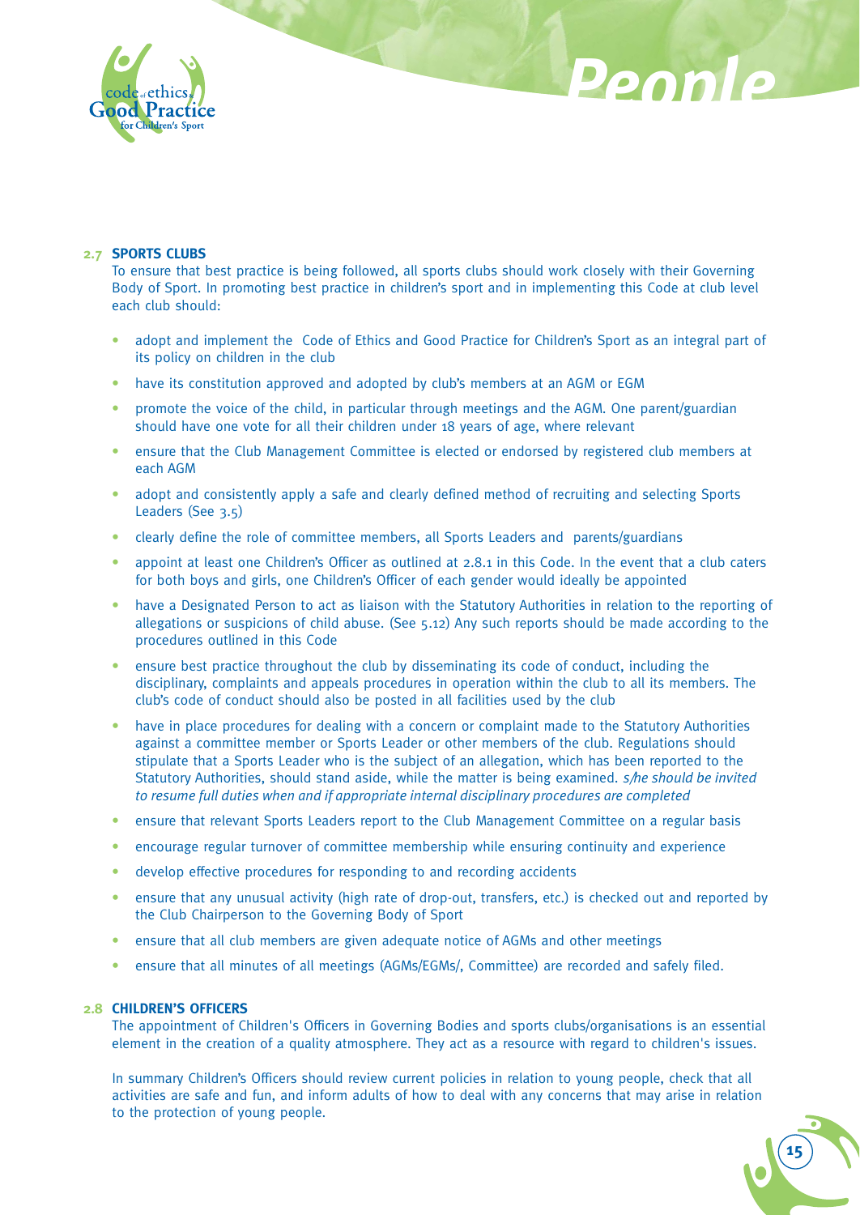## 2.7 SPORTS CLUBS

To ensure that best practice is being followed, all sports clubs should work closely with their Governing Body of Sport. In promoting best practice in children's sport and in implementing this Code at club level each club should:

- adopt and implement the Code of Ethics and Good Practice for Children's Sport as an integral part of its policy on children in the club
- have its constitution approved and adopted by club's members at an AGM or EGM
- promote the voice of the child, in particular through meetings and the AGM. One parent/guardian should have one vote for all their children under 18 years of age, where relevant
- ensure that the Club Management Committee is elected or endorsed by registered club members at each AGM
- adopt and consistently apply a safe and clearly defined method of recruiting and selecting Sports Leaders (See 3.5)
- clearly define the role of committee members, all Sports Leaders and parents/guardians
- appoint at least one Children's Officer as outlined at 2.8.1 in this Code. In the event that a club caters for both boys and girls, one Children's Officer of each gender would ideally be appointed
- have a Designated Person to act as liaison with the Statutory Authorities in relation to the reporting of allegations or suspicions of child abuse. (See 5.12) Any such reports should be made according to the procedures outlined in this Code
- ensure best practice throughout the club by disseminating its code of conduct, including the disciplinary, complaints and appeals procedures in operation within the club to all its members. The club's code of conduct should also be posted in all facilities used by the club
- have in place procedures for dealing with a concern or complaint made to the Statutory Authorities against a committee member or Sports Leader or other members of the club. Regulations should stipulate that a Sports Leader who is the subject of an allegation, which has been reported to the Statutory Authorities, should stand aside, while the matter is being examined. *s/he should be invited to resume full duties when and if appropriate internal disciplinary procedures are completed*
- ensure that relevant Sports Leaders report to the Club Management Committee on a regular basis
- encourage regular turnover of committee membership while ensuring continuity and experience
- develop effective procedures for responding to and recording accidents
- ensure that any unusual activity (high rate of drop-out, transfers, etc.) is checked out and reported by the Club Chairperson to the Governing Body of Sport
- ensure that all club members are given adequate notice of AGMs and other meetings
- ensure that all minutes of all meetings (AGMs/EGMs/, Committee) are recorded and safely filed.

## 2.8 CHILDREN'S OFFICERS

The appointment of Children's Officers in Governing Bodies and sports clubs/organisations is an essential element in the creation of a quality atmosphere. They act as a resource with regard to children's issues.

In summary Children's Officers should review current policies in relation to young people, check that all activities are safe and fun, and inform adults of how to deal with any concerns that may arise in relation to the protection of young people.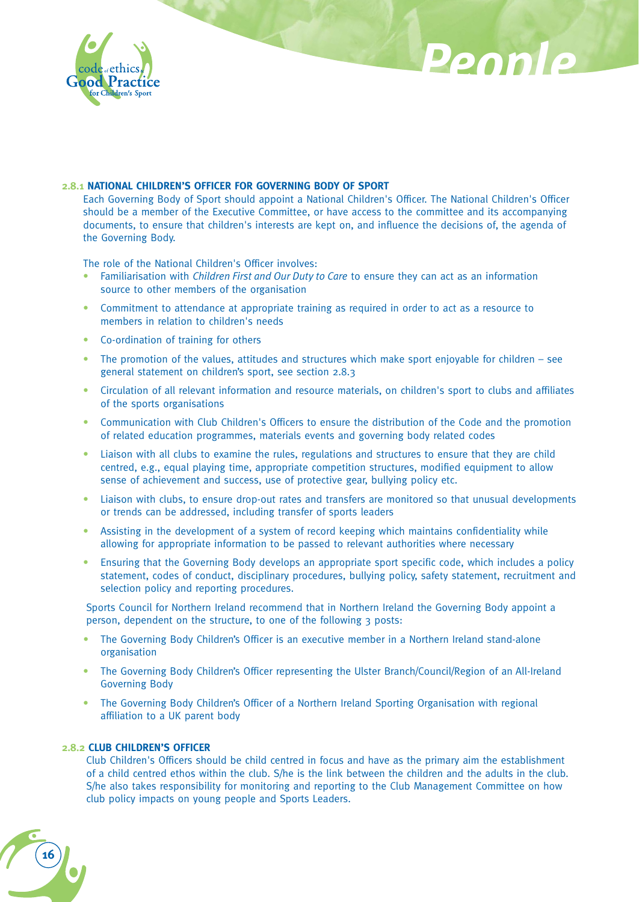### 2.8.1 NATIONAL CHILDREN'S OFFICER FOR GOVERNING BODY OF SPORT

Each Governing Body of Sport should appoint a National Children's Officer. The National Children's Officer should be a member of the Executive Committee, or have access to the committee and its accompanying documents, to ensure that children's interests are kept on, and influence the decisions of, the agenda of the Governing Body.

The role of the National Children's Officer involves:

- Familiarisation with *Children First and Our Duty to Care* to ensure they can act as an information source to other members of the organisation
- Commitment to attendance at appropriate training as required in order to act as a resource to members in relation to children's needs
- Co-ordination of training for others
- The promotion of the values, attitudes and structures which make sport enjoyable for children – see general statement on children's sport, see section 2.8.3
- Circulation of all relevant information and resource materials, on children's sport to clubs and affiliates of the sports organisations
- Communication with Club Children's Officers to ensure the distribution of the Code and the promotion of related education programmes, materials events and governing body related codes
- Liaison with all clubs to examine the rules, regulations and structures to ensure that they are child centred, e.g., equal playing time, appropriate competition structures, modified equipment to allow sense of achievement and success, use of protective gear, bullying policy etc.
- Liaison with clubs, to ensure drop-out rates and transfers are monitored so that unusual developments or trends can be addressed, including transfer of sports leaders
- Assisting in the development of a system of record keeping which maintains confidentiality while allowing for appropriate information to be passed to relevant authorities where necessary
- Ensuring that the Governing Body develops an appropriate sport specific code, which includes a policy statement, codes of conduct, disciplinary procedures, bullying policy, safety statement, recruitment and selection policy and reporting procedures.

Sports Council for Northern Ireland recommend that in Northern Ireland the Governing Body appoint a person, dependent on the structure, to one of the following 3 posts:

- The Governing Body Children's Officer is an executive member in a Northern Ireland stand-alone organisation
- The Governing Body Children's Officer representing the Ulster Branch/Council/Region of an All-Ireland Governing Body
- The Governing Body Children's Officer of a Northern Ireland Sporting Organisation with regional affiliation to a UK parent body

### 2.8.2 CLUB CHILDREN'S OFFICER

Club Children's Officers should be child centred in focus and have as the primary aim the establishment of a child centred ethos within the club. S/he is the link between the children and the adults in the club. S/he also takes responsibility for monitoring and reporting to the Club Management Committee on how club policy impacts on young people and Sports Leaders.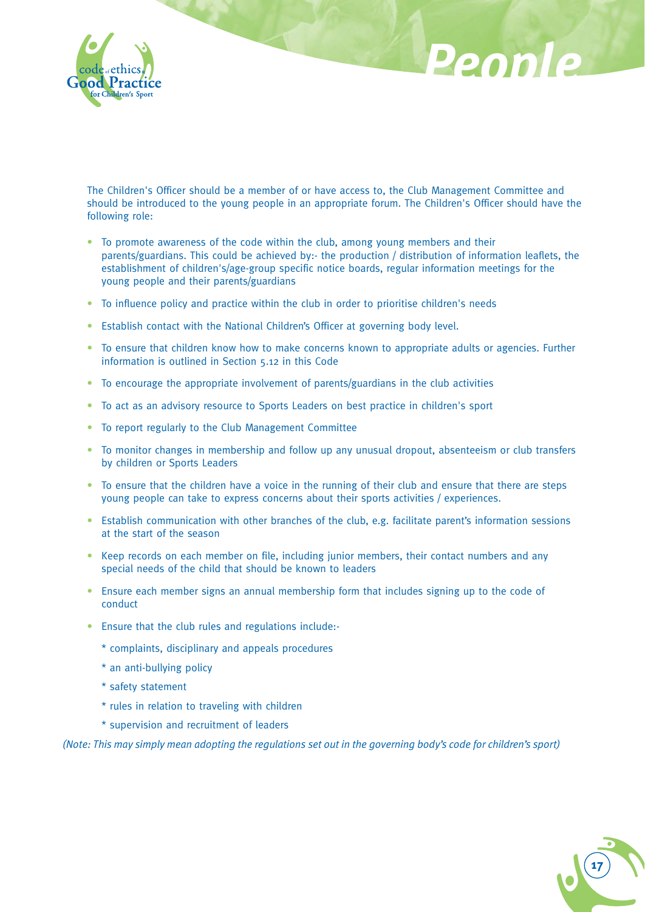The Children's Officer should be a member of or have access to, the Club Management Committee and should be introduced to the young people in an appropriate forum. The Children's Officer should have the following role:

- To promote awareness of the code within the club, among young members and their parents/guardians. This could be achieved by:- the production / distribution of information leaflets, the establishment of children's/age-group specific notice boards, regular information meetings for the young people and their parents/guardians
- To influence policy and practice within the club in order to prioritise children's needs
- Establish contact with the National Children's Officer at governing body level.
- To ensure that children know how to make concerns known to appropriate adults or agencies. Further information is outlined in Section 5.12 in this Code
- To encourage the appropriate involvement of parents/guardians in the club activities
- To act as an advisory resource to Sports Leaders on best practice in children's sport
- To report regularly to the Club Management Committee
- To monitor changes in membership and follow up any unusual dropout, absenteeism or club transfers by children or Sports Leaders
- To ensure that the children have a voice in the running of their club and ensure that there are steps young people can take to express concerns about their sports activities / experiences.
- Establish communication with other branches of the club, e.g. facilitate parent's information sessions at the start of the season
- Keep records on each member on file, including junior members, their contact numbers and any special needs of the child that should be known to leaders
- Ensure each member signs an annual membership form that includes signing up to the code of conduct
- Ensure that the club rules and regulations include:-

  * complaints, disciplinary and appeals procedures

  * an anti-bullying policy

  * safety statement

  * rules in relation to traveling with children

  * supervision and recruitment of leaders

*(Note: This may simply mean adopting the regulations set out in the governing body's code for children's sport)*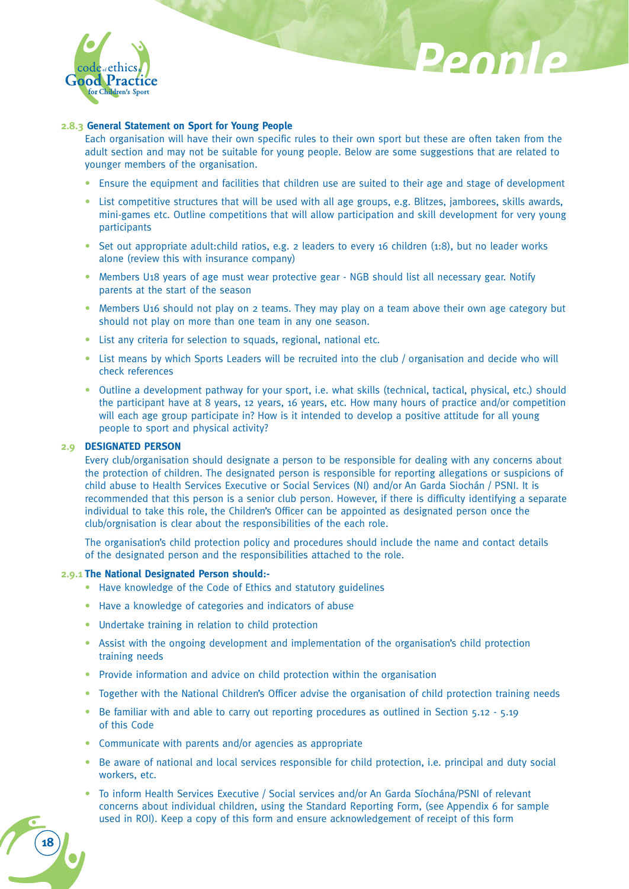### 2.8.3 General Statement on Sport for Young People

Each organisation will have their own specific rules to their own sport but these are often taken from the adult section and may not be suitable for young people. Below are some suggestions that are related to younger members of the organisation.

- Ensure the equipment and facilities that children use are suited to their age and stage of development
- List competitive structures that will be used with all age groups, e.g. Blitzes, jamborees, skills awards, mini-games etc. Outline competitions that will allow participation and skill development for very young participants
- Set out appropriate adult:child ratios, e.g. 2 leaders to every 16 children (1:8), but no leader works alone (review this with insurance company)
- Members U18 years of age must wear protective gear - NGB should list all necessary gear. Notify parents at the start of the season
- Members U16 should not play on 2 teams. They may play on a team above their own age category but should not play on more than one team in any one season.
- List any criteria for selection to squads, regional, national etc.
- List means by which Sports Leaders will be recruited into the club / organisation and decide who will check references
- Outline a development pathway for your sport, i.e. what skills (technical, tactical, physical, etc.) should the participant have at 8 years, 12 years, 16 years, etc. How many hours of practice and/or competition will each age group participate in? How is it intended to develop a positive attitude for all young people to sport and physical activity?

## 2.9 DESIGNATED PERSON

Every club/organisation should designate a person to be responsible for dealing with any concerns about the protection of children. The designated person is responsible for reporting allegations or suspicions of child abuse to Health Services Executive or Social Services (NI) and/or An Garda Siochán / PSNI. It is recommended that this person is a senior club person. However, if there is difficulty identifying a separate individual to take this role, the Children's Officer can be appointed as designated person once the club/orgnisation is clear about the responsibilities of the each role.

The organisation's child protection policy and procedures should include the name and contact details of the designated person and the responsibilities attached to the role.

### 2.9.1 The National Designated Person should:-

- Have knowledge of the Code of Ethics and statutory guidelines
- Have a knowledge of categories and indicators of abuse
- Undertake training in relation to child protection
- Assist with the ongoing development and implementation of the organisation's child protection training needs
- Provide information and advice on child protection within the organisation
- Together with the National Children's Officer advise the organisation of child protection training needs
- Be familiar with and able to carry out reporting procedures as outlined in Section 5.12 - 5.19 of this Code
- Communicate with parents and/or agencies as appropriate
- Be aware of national and local services responsible for child protection, i.e. principal and duty social workers, etc.
- To inform Health Services Executive / Social services and/or An Garda Síochána/PSNI of relevant concerns about individual children, using the Standard Reporting Form, (see Appendix 6 for sample used in ROI). Keep a copy of this form and ensure acknowledgement of receipt of this form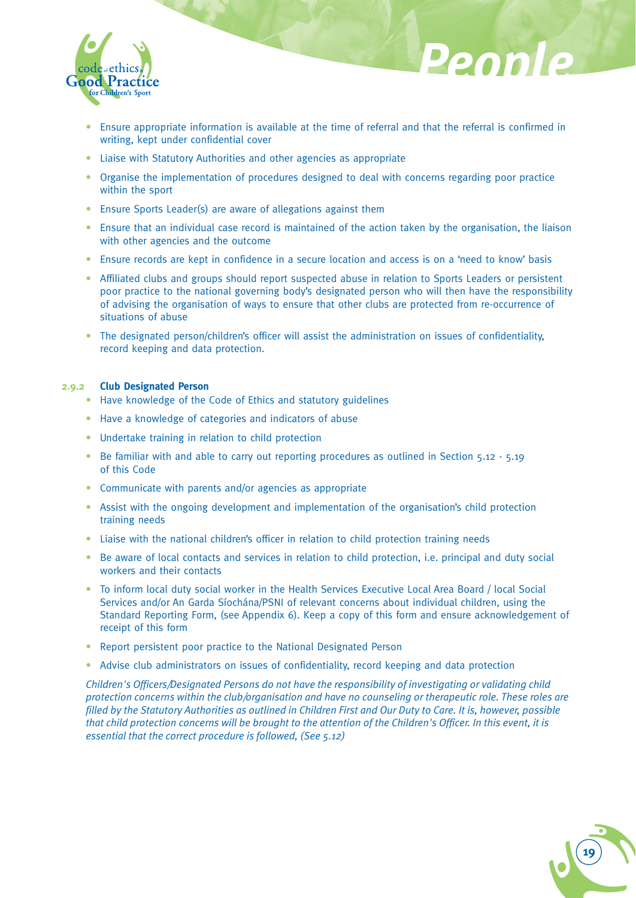- Ensure appropriate information is available at the time of referral and that the referral is confirmed in writing, kept under confidential cover
- Liaise with Statutory Authorities and other agencies as appropriate
- Organise the implementation of procedures designed to deal with concerns regarding poor practice within the sport
- Ensure Sports Leader(s) are aware of allegations against them
- Ensure that an individual case record is maintained of the action taken by the organisation, the liaison with other agencies and the outcome
- Ensure records are kept in confidence in a secure location and access is on a 'need to know' basis
- Affiliated clubs and groups should report suspected abuse in relation to Sports Leaders or persistent poor practice to the national governing body's designated person who will then have the responsibility of advising the organisation of ways to ensure that other clubs are protected from re-occurrence of situations of abuse
- The designated person/children's officer will assist the administration on issues of confidentiality, record keeping and data protection.

### 2.9.2 Club Designated Person

- Have knowledge of the Code of Ethics and statutory guidelines
- Have a knowledge of categories and indicators of abuse
- Undertake training in relation to child protection
- Be familiar with and able to carry out reporting procedures as outlined in Section 5.12 - 5.19 of this Code
- Communicate with parents and/or agencies as appropriate
- Assist with the ongoing development and implementation of the organisation's child protection training needs
- Liaise with the national children's officer in relation to child protection training needs
- Be aware of local contacts and services in relation to child protection, i.e. principal and duty social workers and their contacts
- To inform local duty social worker in the Health Services Executive Local Area Board / local Social Services and/or An Garda Síochána/PSNI of relevant concerns about individual children, using the Standard Reporting Form, (see Appendix 6). Keep a copy of this form and ensure acknowledgement of receipt of this form
- Report persistent poor practice to the National Designated Person
- Advise club administrators on issues of confidentiality, record keeping and data protection

*Children's Officers/Designated Persons do not have the responsibility of investigating or validating child protection concerns within the club/organisation and have no counseling or therapeutic role. These roles are filled by the Statutory Authorities as outlined in Children First and Our Duty to Care. It is, however, possible that child protection concerns will be brought to the attention of the Children's Officer. In this event, it is essential that the correct procedure is followed, (See 5.12)*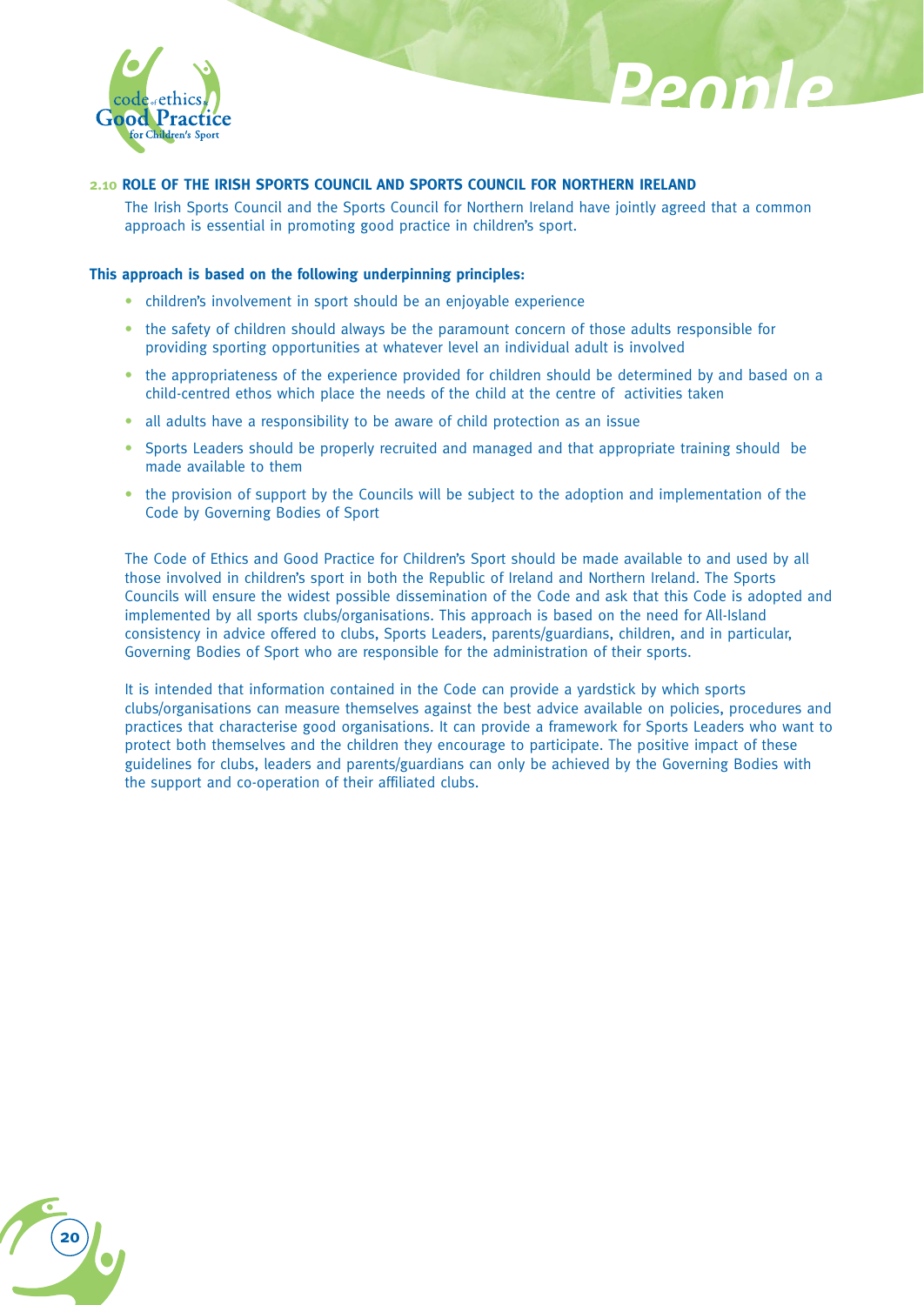## 2.10 ROLE OF THE IRISH SPORTS COUNCIL AND SPORTS COUNCIL FOR NORTHERN IRELAND

The Irish Sports Council and the Sports Council for Northern Ireland have jointly agreed that a common approach is essential in promoting good practice in children's sport.

**This approach is based on the following underpinning principles:**

- children's involvement in sport should be an enjoyable experience
- the safety of children should always be the paramount concern of those adults responsible for providing sporting opportunities at whatever level an individual adult is involved
- the appropriateness of the experience provided for children should be determined by and based on a child-centred ethos which place the needs of the child at the centre of activities taken
- all adults have a responsibility to be aware of child protection as an issue
- Sports Leaders should be properly recruited and managed and that appropriate training should be made available to them
- the provision of support by the Councils will be subject to the adoption and implementation of the Code by Governing Bodies of Sport

The Code of Ethics and Good Practice for Children's Sport should be made available to and used by all those involved in children's sport in both the Republic of Ireland and Northern Ireland. The Sports Councils will ensure the widest possible dissemination of the Code and ask that this Code is adopted and implemented by all sports clubs/organisations. This approach is based on the need for All-Island consistency in advice offered to clubs, Sports Leaders, parents/guardians, children, and in particular, Governing Bodies of Sport who are responsible for the administration of their sports.

It is intended that information contained in the Code can provide a yardstick by which sports clubs/organisations can measure themselves against the best advice available on policies, procedures and practices that characterise good organisations. It can provide a framework for Sports Leaders who want to protect both themselves and the children they encourage to participate. The positive impact of these guidelines for clubs, leaders and parents/guardians can only be achieved by the Governing Bodies with the support and co-operation of their affiliated clubs.